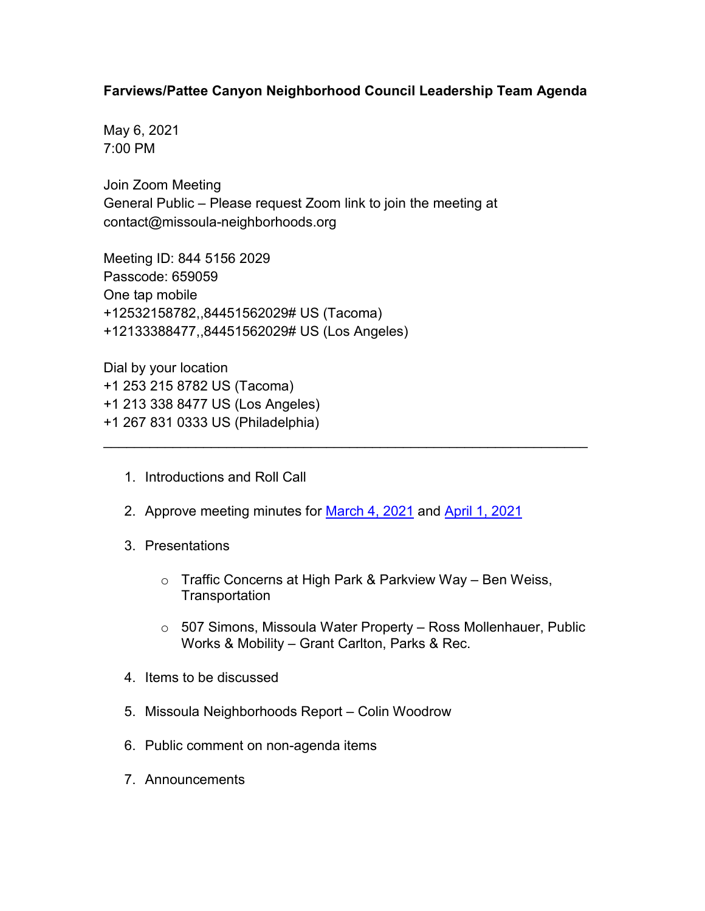**Farviews/Pattee Canyon Neighborhood Council Leadership Team Agenda**

May 6, 2021
7:00 PM

Join Zoom Meeting
General Public – Please request Zoom link to join the meeting at contact@missoula-neighborhoods.org

Meeting ID: 844 5156 2029
Passcode: 659059
One tap mobile
+12532158782,,84451562029# US (Tacoma)
+12133388477,,84451562029# US (Los Angeles)

Dial by your location
+1 253 215 8782 US (Tacoma)
+1 213 338 8477 US (Los Angeles)
+1 267 831 0333 US (Philadelphia)

---

1. Introductions and Roll Call
2. Approve meeting minutes for March 4, 2021 and April 1, 2021
3. Presentations
   - Traffic Concerns at High Park & Parkview Way – Ben Weiss, Transportation
   - 507 Simons, Missoula Water Property – Ross Mollenhauer, Public Works & Mobility – Grant Carlton, Parks & Rec.
4. Items to be discussed
5. Missoula Neighborhoods Report – Colin Woodrow
6. Public comment on non-agenda items
7. Announcements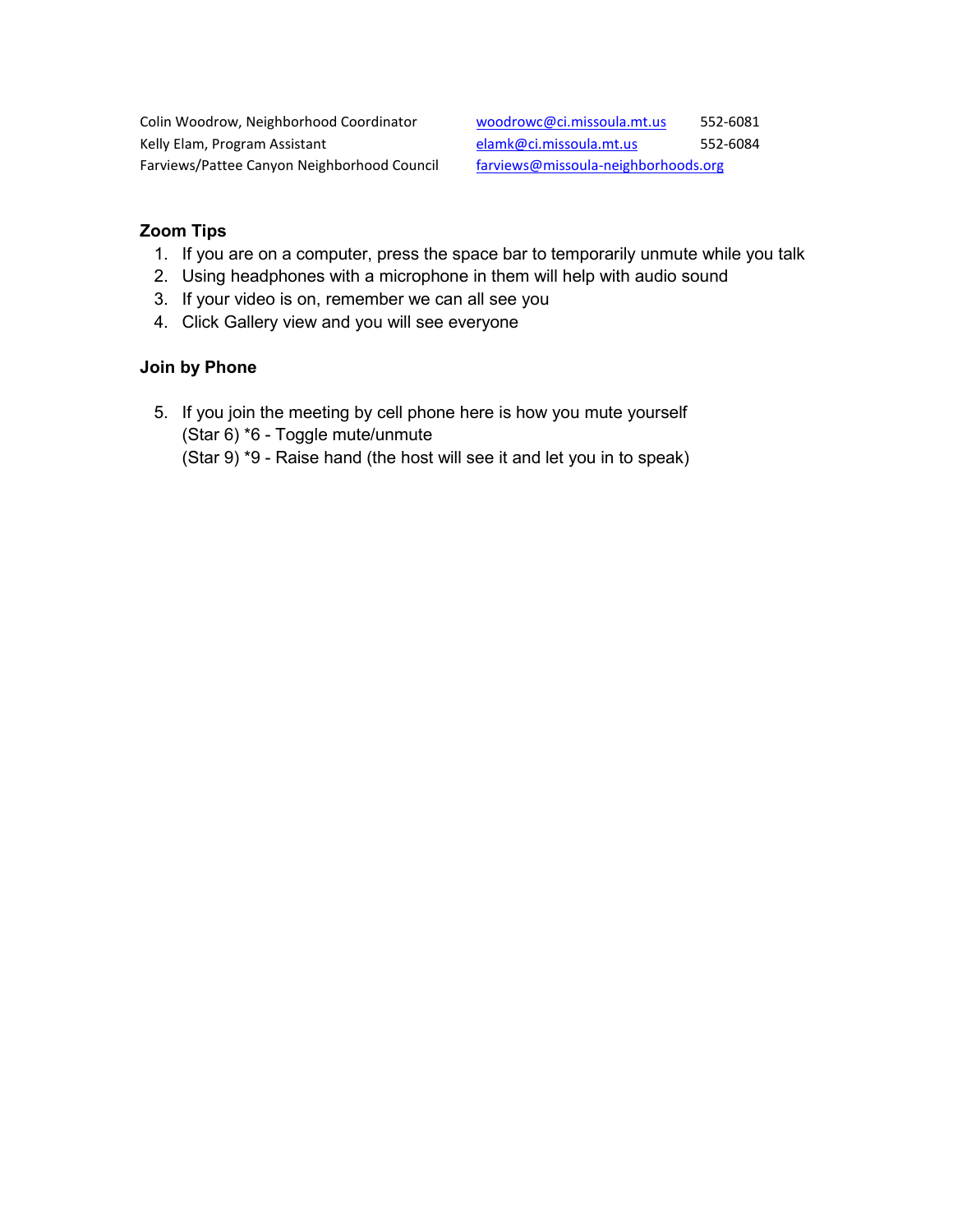| | | |
|---|---|---|
| Colin Woodrow, Neighborhood Coordinator | woodrowc@ci.missoula.mt.us | 552-6081 |
| Kelly Elam, Program Assistant | elamk@ci.missoula.mt.us | 552-6084 |
| Farviews/Pattee Canyon Neighborhood Council | farviews@missoula-neighborhoods.org | |

**Zoom Tips**

1. If you are on a computer, press the space bar to temporarily unmute while you talk
2. Using headphones with a microphone in them will help with audio sound
3. If your video is on, remember we can all see you
4. Click Gallery view and you will see everyone

**Join by Phone**

5. If you join the meeting by cell phone here is how you mute yourself
   (Star 6) *6 - Toggle mute/unmute
   (Star 9) *9 - Raise hand (the host will see it and let you in to speak)